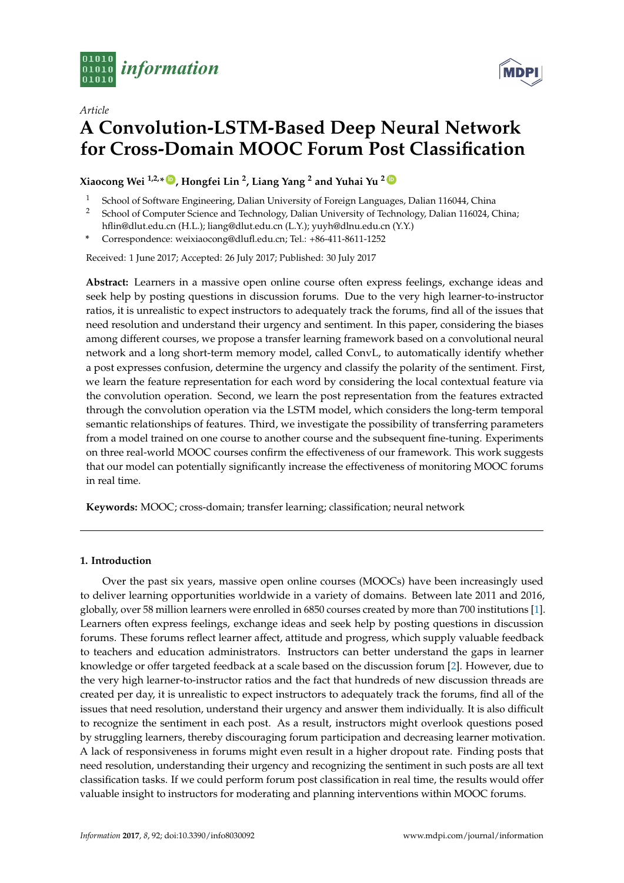*Article*

# A Convolution-LSTM-Based Deep Neural Network for Cross-Domain MOOC Forum Post Classification

**Xiaocong Wei [1,2,*], Hongfei Lin [2], Liang Yang [2] and Yuhai Yu [2]**

[1] School of Software Engineering, Dalian University of Foreign Languages, Dalian 116044, China

[2] School of Computer Science and Technology, Dalian University of Technology, Dalian 116024, China; hflin@dlut.edu.cn (H.L.); liang@dlut.edu.cn (L.Y.); yuyh@dlnu.edu.cn (Y.Y.)

\* Correspondence: weixiaocong@dlufl.edu.cn; Tel.: +86-411-8611-1252

Received: 1 June 2017; Accepted: 26 July 2017; Published: 30 July 2017

**Abstract:** Learners in a massive open online course often express feelings, exchange ideas and seek help by posting questions in discussion forums. Due to the very high learner-to-instructor ratios, it is unrealistic to expect instructors to adequately track the forums, find all of the issues that need resolution and understand their urgency and sentiment. In this paper, considering the biases among different courses, we propose a transfer learning framework based on a convolutional neural network and a long short-term memory model, called ConvL, to automatically identify whether a post expresses confusion, determine the urgency and classify the polarity of the sentiment. First, we learn the feature representation for each word by considering the local contextual feature via the convolution operation. Second, we learn the post representation from the features extracted through the convolution operation via the LSTM model, which considers the long-term temporal semantic relationships of features. Third, we investigate the possibility of transferring parameters from a model trained on one course to another course and the subsequent fine-tuning. Experiments on three real-world MOOC courses confirm the effectiveness of our framework. This work suggests that our model can potentially significantly increase the effectiveness of monitoring MOOC forums in real time.

**Keywords:** MOOC; cross-domain; transfer learning; classification; neural network

## 1. Introduction

Over the past six years, massive open online courses (MOOCs) have been increasingly used to deliver learning opportunities worldwide in a variety of domains. Between late 2011 and 2016, globally, over 58 million learners were enrolled in 6850 courses created by more than 700 institutions [1]. Learners often express feelings, exchange ideas and seek help by posting questions in discussion forums. These forums reflect learner affect, attitude and progress, which supply valuable feedback to teachers and education administrators. Instructors can better understand the gaps in learner knowledge or offer targeted feedback at a scale based on the discussion forum [2]. However, due to the very high learner-to-instructor ratios and the fact that hundreds of new discussion threads are created per day, it is unrealistic to expect instructors to adequately track the forums, find all of the issues that need resolution, understand their urgency and answer them individually. It is also difficult to recognize the sentiment in each post. As a result, instructors might overlook questions posed by struggling learners, thereby discouraging forum participation and decreasing learner motivation. A lack of responsiveness in forums might even result in a higher dropout rate. Finding posts that need resolution, understanding their urgency and recognizing the sentiment in such posts are all text classification tasks. If we could perform forum post classification in real time, the results would offer valuable insight to instructors for moderating and planning interventions within MOOC forums.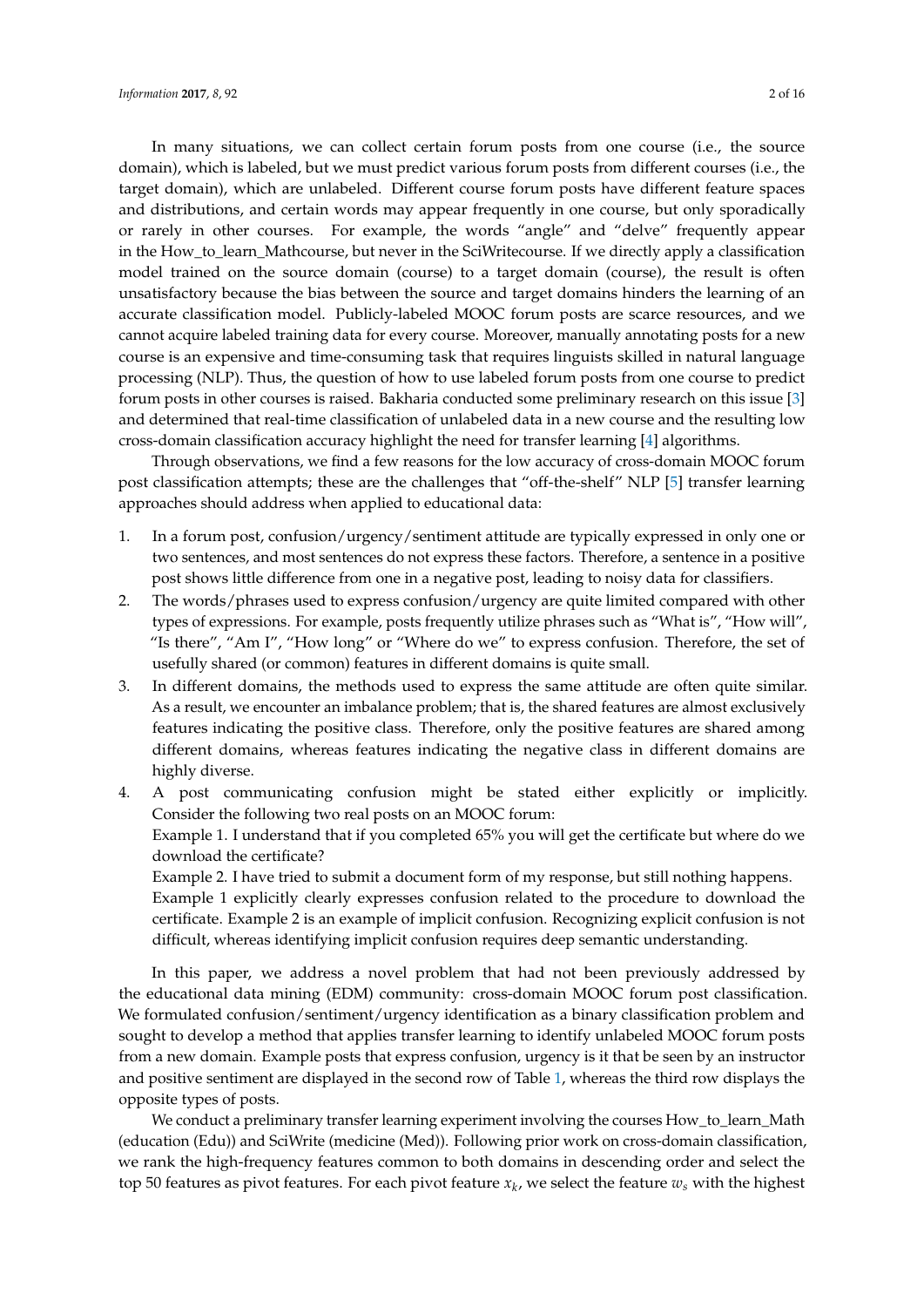In many situations, we can collect certain forum posts from one course (i.e., the source domain), which is labeled, but we must predict various forum posts from different courses (i.e., the target domain), which are unlabeled. Different course forum posts have different feature spaces and distributions, and certain words may appear frequently in one course, but only sporadically or rarely in other courses. For example, the words "angle" and "delve" frequently appear in the How_to_learn_Mathcourse, but never in the SciWritecourse. If we directly apply a classification model trained on the source domain (course) to a target domain (course), the result is often unsatisfactory because the bias between the source and target domains hinders the learning of an accurate classification model. Publicly-labeled MOOC forum posts are scarce resources, and we cannot acquire labeled training data for every course. Moreover, manually annotating posts for a new course is an expensive and time-consuming task that requires linguists skilled in natural language processing (NLP). Thus, the question of how to use labeled forum posts from one course to predict forum posts in other courses is raised. Bakharia conducted some preliminary research on this issue [3] and determined that real-time classification of unlabeled data in a new course and the resulting low cross-domain classification accuracy highlight the need for transfer learning [4] algorithms.

Through observations, we find a few reasons for the low accuracy of cross-domain MOOC forum post classification attempts; these are the challenges that "off-the-shelf" NLP [5] transfer learning approaches should address when applied to educational data:

1. In a forum post, confusion/urgency/sentiment attitude are typically expressed in only one or two sentences, and most sentences do not express these factors. Therefore, a sentence in a positive post shows little difference from one in a negative post, leading to noisy data for classifiers.
2. The words/phrases used to express confusion/urgency are quite limited compared with other types of expressions. For example, posts frequently utilize phrases such as "What is", "How will", "Is there", "Am I", "How long" or "Where do we" to express confusion. Therefore, the set of usefully shared (or common) features in different domains is quite small.
3. In different domains, the methods used to express the same attitude are often quite similar. As a result, we encounter an imbalance problem; that is, the shared features are almost exclusively features indicating the positive class. Therefore, only the positive features are shared among different domains, whereas features indicating the negative class in different domains are highly diverse.
4. A post communicating confusion might be stated either explicitly or implicitly. Consider the following two real posts on an MOOC forum:
   Example 1. I understand that if you completed 65% you will get the certificate but where do we download the certificate?
   Example 2. I have tried to submit a document form of my response, but still nothing happens.
   Example 1 explicitly clearly expresses confusion related to the procedure to download the certificate. Example 2 is an example of implicit confusion. Recognizing explicit confusion is not difficult, whereas identifying implicit confusion requires deep semantic understanding.

In this paper, we address a novel problem that had not been previously addressed by the educational data mining (EDM) community: cross-domain MOOC forum post classification. We formulated confusion/sentiment/urgency identification as a binary classification problem and sought to develop a method that applies transfer learning to identify unlabeled MOOC forum posts from a new domain. Example posts that express confusion, urgency is it that be seen by an instructor and positive sentiment are displayed in the second row of Table 1, whereas the third row displays the opposite types of posts.

We conduct a preliminary transfer learning experiment involving the courses How_to_learn_Math (education (Edu)) and SciWrite (medicine (Med)). Following prior work on cross-domain classification, we rank the high-frequency features common to both domains in descending order and select the top 50 features as pivot features. For each pivot feature $x_k$, we select the feature $w_s$ with the highest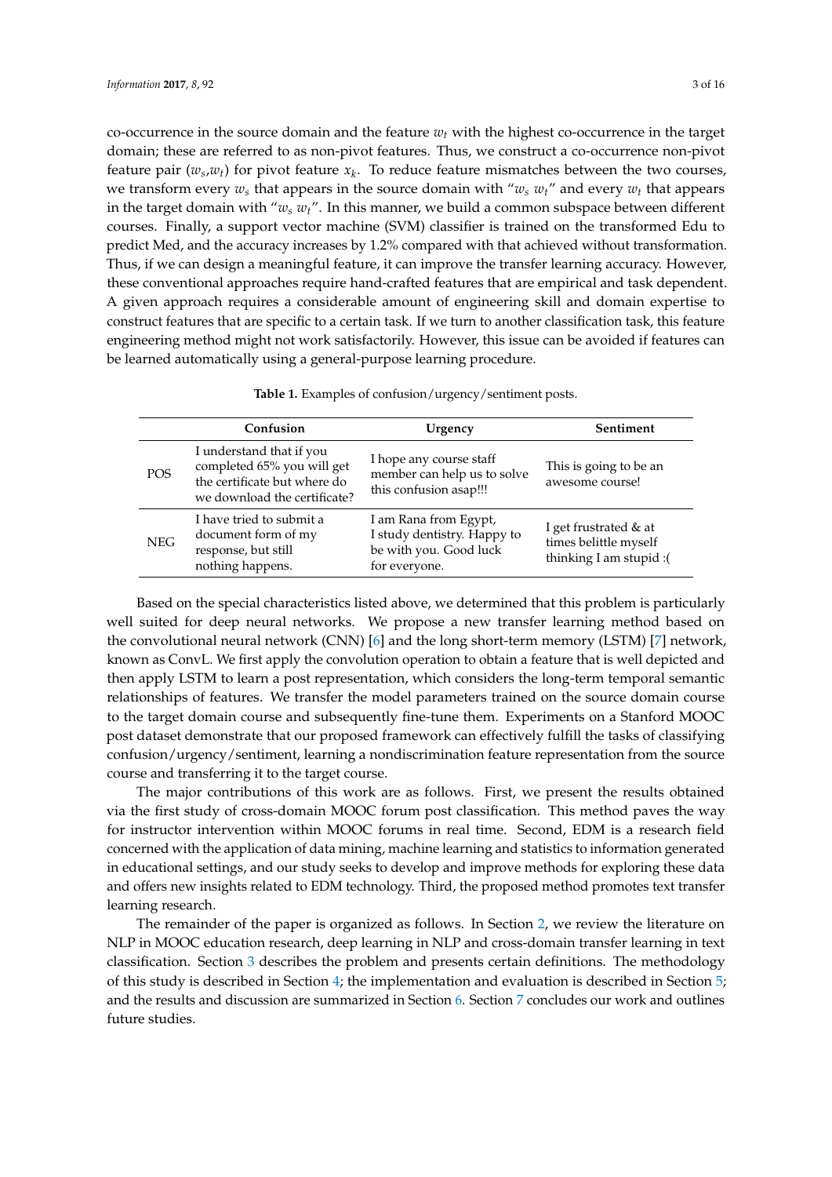co-occurrence in the source domain and the feature $w_t$ with the highest co-occurrence in the target domain; these are referred to as non-pivot features. Thus, we construct a co-occurrence non-pivot feature pair ($w_s$,$w_t$) for pivot feature $x_k$. To reduce feature mismatches between the two courses, we transform every $w_s$ that appears in the source domain with "$w_s$ $w_t$" and every $w_t$ that appears in the target domain with "$w_s$ $w_t$". In this manner, we build a common subspace between different courses. Finally, a support vector machine (SVM) classifier is trained on the transformed Edu to predict Med, and the accuracy increases by 1.2% compared with that achieved without transformation. Thus, if we can design a meaningful feature, it can improve the transfer learning accuracy. However, these conventional approaches require hand-crafted features that are empirical and task dependent. A given approach requires a considerable amount of engineering skill and domain expertise to construct features that are specific to a certain task. If we turn to another classification task, this feature engineering method might not work satisfactorily. However, this issue can be avoided if features can be learned automatically using a general-purpose learning procedure.

**Table 1.** Examples of confusion/urgency/sentiment posts.

| | Confusion | Urgency | Sentiment |
|---|---|---|---|
| POS | I understand that if you completed 65% you will get the certificate but where do we download the certificate? | I hope any course staff member can help us to solve this confusion asap!!! | This is going to be an awesome course! |
| NEG | I have tried to submit a document form of my response, but still nothing happens. | I am Rana from Egypt, I study dentistry. Happy to be with you. Good luck for everyone. | I get frustrated & at times belittle myself thinking I am stupid :( |

Based on the special characteristics listed above, we determined that this problem is particularly well suited for deep neural networks. We propose a new transfer learning method based on the convolutional neural network (CNN) [6] and the long short-term memory (LSTM) [7] network, known as ConvL. We first apply the convolution operation to obtain a feature that is well depicted and then apply LSTM to learn a post representation, which considers the long-term temporal semantic relationships of features. We transfer the model parameters trained on the source domain course to the target domain course and subsequently fine-tune them. Experiments on a Stanford MOOC post dataset demonstrate that our proposed framework can effectively fulfill the tasks of classifying confusion/urgency/sentiment, learning a nondiscrimination feature representation from the source course and transferring it to the target course.

The major contributions of this work are as follows. First, we present the results obtained via the first study of cross-domain MOOC forum post classification. This method paves the way for instructor intervention within MOOC forums in real time. Second, EDM is a research field concerned with the application of data mining, machine learning and statistics to information generated in educational settings, and our study seeks to develop and improve methods for exploring these data and offers new insights related to EDM technology. Third, the proposed method promotes text transfer learning research.

The remainder of the paper is organized as follows. In Section 2, we review the literature on NLP in MOOC education research, deep learning in NLP and cross-domain transfer learning in text classification. Section 3 describes the problem and presents certain definitions. The methodology of this study is described in Section 4; the implementation and evaluation is described in Section 5; and the results and discussion are summarized in Section 6. Section 7 concludes our work and outlines future studies.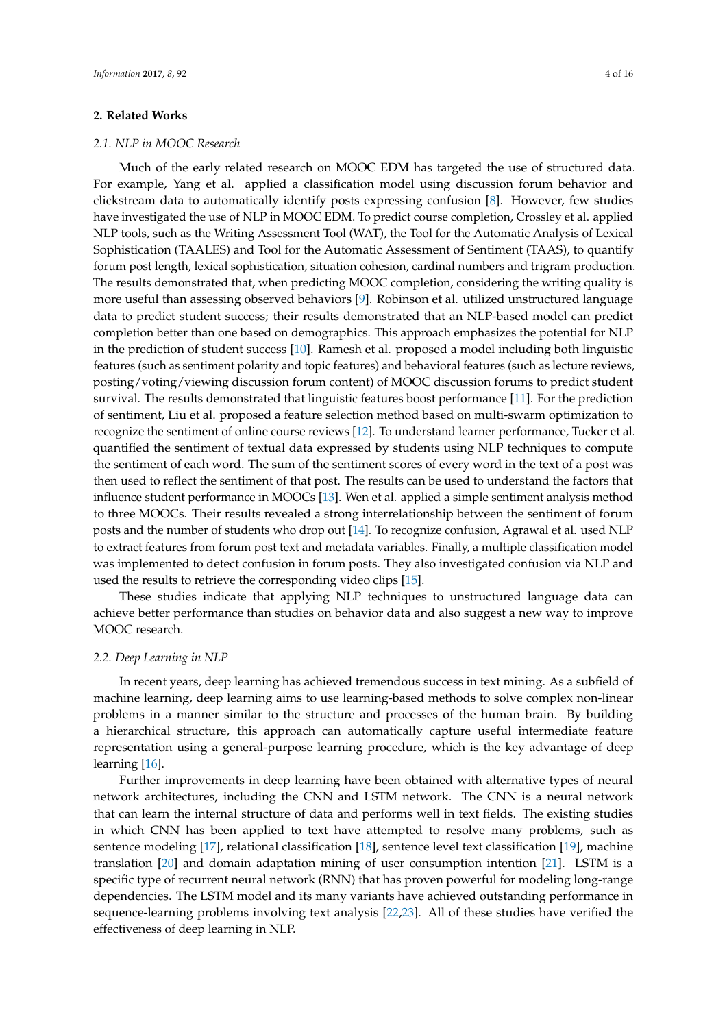## 2. Related Works

### *2.1. NLP in MOOC Research*

Much of the early related research on MOOC EDM has targeted the use of structured data. For example, Yang et al. applied a classification model using discussion forum behavior and clickstream data to automatically identify posts expressing confusion [8]. However, few studies have investigated the use of NLP in MOOC EDM. To predict course completion, Crossley et al. applied NLP tools, such as the Writing Assessment Tool (WAT), the Tool for the Automatic Analysis of Lexical Sophistication (TAALES) and Tool for the Automatic Assessment of Sentiment (TAAS), to quantify forum post length, lexical sophistication, situation cohesion, cardinal numbers and trigram production. The results demonstrated that, when predicting MOOC completion, considering the writing quality is more useful than assessing observed behaviors [9]. Robinson et al. utilized unstructured language data to predict student success; their results demonstrated that an NLP-based model can predict completion better than one based on demographics. This approach emphasizes the potential for NLP in the prediction of student success [10]. Ramesh et al. proposed a model including both linguistic features (such as sentiment polarity and topic features) and behavioral features (such as lecture reviews, posting/voting/viewing discussion forum content) of MOOC discussion forums to predict student survival. The results demonstrated that linguistic features boost performance [11]. For the prediction of sentiment, Liu et al. proposed a feature selection method based on multi-swarm optimization to recognize the sentiment of online course reviews [12]. To understand learner performance, Tucker et al. quantified the sentiment of textual data expressed by students using NLP techniques to compute the sentiment of each word. The sum of the sentiment scores of every word in the text of a post was then used to reflect the sentiment of that post. The results can be used to understand the factors that influence student performance in MOOCs [13]. Wen et al. applied a simple sentiment analysis method to three MOOCs. Their results revealed a strong interrelationship between the sentiment of forum posts and the number of students who drop out [14]. To recognize confusion, Agrawal et al. used NLP to extract features from forum post text and metadata variables. Finally, a multiple classification model was implemented to detect confusion in forum posts. They also investigated confusion via NLP and used the results to retrieve the corresponding video clips [15].

These studies indicate that applying NLP techniques to unstructured language data can achieve better performance than studies on behavior data and also suggest a new way to improve MOOC research.

### *2.2. Deep Learning in NLP*

In recent years, deep learning has achieved tremendous success in text mining. As a subfield of machine learning, deep learning aims to use learning-based methods to solve complex non-linear problems in a manner similar to the structure and processes of the human brain. By building a hierarchical structure, this approach can automatically capture useful intermediate feature representation using a general-purpose learning procedure, which is the key advantage of deep learning [16].

Further improvements in deep learning have been obtained with alternative types of neural network architectures, including the CNN and LSTM network. The CNN is a neural network that can learn the internal structure of data and performs well in text fields. The existing studies in which CNN has been applied to text have attempted to resolve many problems, such as sentence modeling [17], relational classification [18], sentence level text classification [19], machine translation [20] and domain adaptation mining of user consumption intention [21]. LSTM is a specific type of recurrent neural network (RNN) that has proven powerful for modeling long-range dependencies. The LSTM model and its many variants have achieved outstanding performance in sequence-learning problems involving text analysis [22,23]. All of these studies have verified the effectiveness of deep learning in NLP.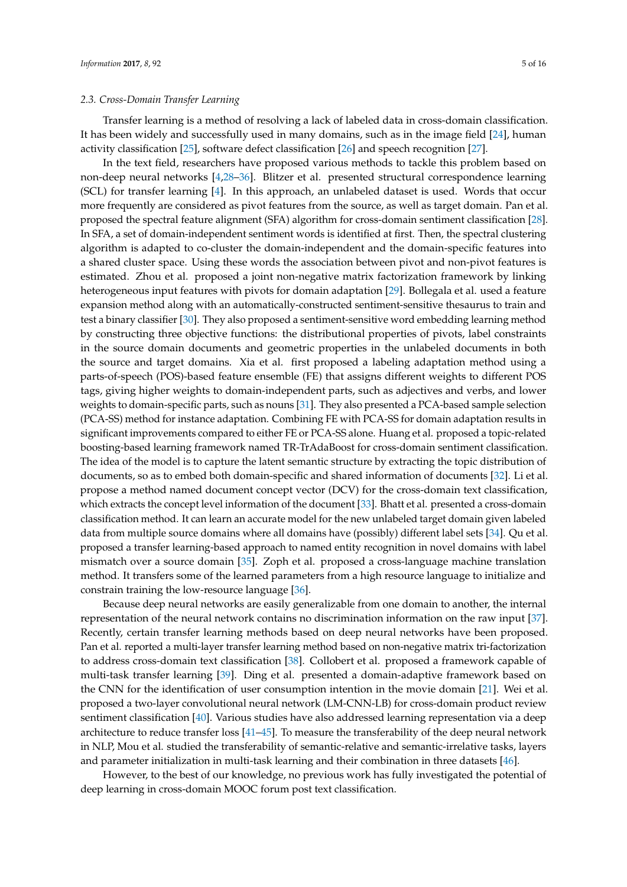### 2.3. Cross-Domain Transfer Learning

Transfer learning is a method of resolving a lack of labeled data in cross-domain classification. It has been widely and successfully used in many domains, such as in the image field [24], human activity classification [25], software defect classification [26] and speech recognition [27].

In the text field, researchers have proposed various methods to tackle this problem based on non-deep neural networks [4,28–36]. Blitzer et al. presented structural correspondence learning (SCL) for transfer learning [4]. In this approach, an unlabeled dataset is used. Words that occur more frequently are considered as pivot features from the source, as well as target domain. Pan et al. proposed the spectral feature alignment (SFA) algorithm for cross-domain sentiment classification [28]. In SFA, a set of domain-independent sentiment words is identified at first. Then, the spectral clustering algorithm is adapted to co-cluster the domain-independent and the domain-specific features into a shared cluster space. Using these words the association between pivot and non-pivot features is estimated. Zhou et al. proposed a joint non-negative matrix factorization framework by linking heterogeneous input features with pivots for domain adaptation [29]. Bollegala et al. used a feature expansion method along with an automatically-constructed sentiment-sensitive thesaurus to train and test a binary classifier [30]. They also proposed a sentiment-sensitive word embedding learning method by constructing three objective functions: the distributional properties of pivots, label constraints in the source domain documents and geometric properties in the unlabeled documents in both the source and target domains. Xia et al. first proposed a labeling adaptation method using a parts-of-speech (POS)-based feature ensemble (FE) that assigns different weights to different POS tags, giving higher weights to domain-independent parts, such as adjectives and verbs, and lower weights to domain-specific parts, such as nouns [31]. They also presented a PCA-based sample selection (PCA-SS) method for instance adaptation. Combining FE with PCA-SS for domain adaptation results in significant improvements compared to either FE or PCA-SS alone. Huang et al. proposed a topic-related boosting-based learning framework named TR-TrAdaBoost for cross-domain sentiment classification. The idea of the model is to capture the latent semantic structure by extracting the topic distribution of documents, so as to embed both domain-specific and shared information of documents [32]. Li et al. propose a method named document concept vector (DCV) for the cross-domain text classification, which extracts the concept level information of the document [33]. Bhatt et al. presented a cross-domain classification method. It can learn an accurate model for the new unlabeled target domain given labeled data from multiple source domains where all domains have (possibly) different label sets [34]. Qu et al. proposed a transfer learning-based approach to named entity recognition in novel domains with label mismatch over a source domain [35]. Zoph et al. proposed a cross-language machine translation method. It transfers some of the learned parameters from a high resource language to initialize and constrain training the low-resource language [36].

Because deep neural networks are easily generalizable from one domain to another, the internal representation of the neural network contains no discrimination information on the raw input [37]. Recently, certain transfer learning methods based on deep neural networks have been proposed. Pan et al. reported a multi-layer transfer learning method based on non-negative matrix tri-factorization to address cross-domain text classification [38]. Collobert et al. proposed a framework capable of multi-task transfer learning [39]. Ding et al. presented a domain-adaptive framework based on the CNN for the identification of user consumption intention in the movie domain [21]. Wei et al. proposed a two-layer convolutional neural network (LM-CNN-LB) for cross-domain product review sentiment classification [40]. Various studies have also addressed learning representation via a deep architecture to reduce transfer loss [41–45]. To measure the transferability of the deep neural network in NLP, Mou et al. studied the transferability of semantic-relative and semantic-irrelative tasks, layers and parameter initialization in multi-task learning and their combination in three datasets [46].

However, to the best of our knowledge, no previous work has fully investigated the potential of deep learning in cross-domain MOOC forum post text classification.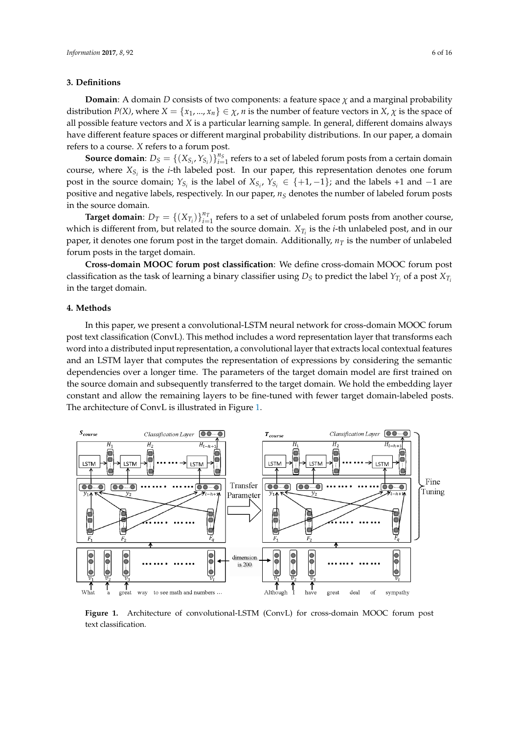## 3. Definitions

**Domain**: A domain $D$ consists of two components: a feature space $\chi$ and a marginal probability distribution $P(X)$, where $X = \{x_1, ..., x_n\} \in \chi$, $n$ is the number of feature vectors in $X$, $\chi$ is the space of all possible feature vectors and $X$ is a particular learning sample. In general, different domains always have different feature spaces or different marginal probability distributions. In our paper, a domain refers to a course. $X$ refers to a forum post.

**Source domain**: $D_S = \{(X_{S_i}, Y_{S_i})\}_{i=1}^{n_S}$ refers to a set of labeled forum posts from a certain domain course, where $X_{S_i}$ is the $i$-th labeled post. In our paper, this representation denotes one forum post in the source domain; $Y_{S_i}$ is the label of $X_{S_i}$, $Y_{S_i} \in \{+1, -1\}$; and the labels +1 and −1 are positive and negative labels, respectively. In our paper, $n_S$ denotes the number of labeled forum posts in the source domain.

**Target domain**: $D_T = \{(X_{T_i})\}_{i=1}^{n_T}$ refers to a set of unlabeled forum posts from another course, which is different from, but related to the source domain. $X_{T_i}$ is the $i$-th unlabeled post, and in our paper, it denotes one forum post in the target domain. Additionally, $n_T$ is the number of unlabeled forum posts in the target domain.

**Cross-domain MOOC forum post classification**: We define cross-domain MOOC forum post classification as the task of learning a binary classifier using $D_S$ to predict the label $Y_{T_i}$ of a post $X_{T_i}$ in the target domain.

## 4. Methods

In this paper, we present a convolutional-LSTM neural network for cross-domain MOOC forum post text classification (ConvL). This method includes a word representation layer that transforms each word into a distributed input representation, a convolutional layer that extracts local contextual features and an LSTM layer that computes the representation of expressions by considering the semantic dependencies over a longer time. The parameters of the target domain model are first trained on the source domain and subsequently transferred to the target domain. We hold the embedding layer constant and allow the remaining layers to be fine-tuned with fewer target domain-labeled posts. The architecture of ConvL is illustrated in Figure 1.

**Figure 1.** Architecture of convolutional-LSTM (ConvL) for cross-domain MOOC forum post text classification.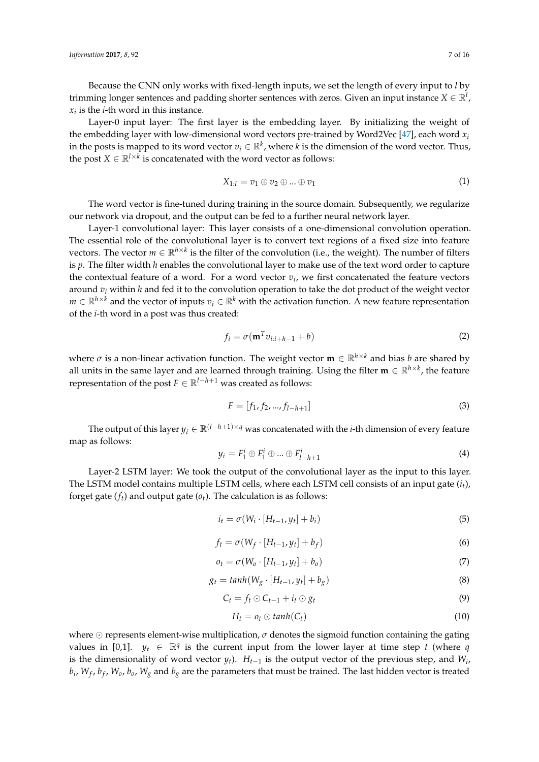Because the CNN only works with fixed-length inputs, we set the length of every input to $l$ by trimming longer sentences and padding shorter sentences with zeros. Given an input instance $X \in \mathbb{R}^l$, $x_i$ is the $i$-th word in this instance.

Layer-0 input layer: The first layer is the embedding layer. By initializing the weight of the embedding layer with low-dimensional word vectors pre-trained by Word2Vec [47], each word $x_i$ in the posts is mapped to its word vector $v_i \in \mathbb{R}^k$, where $k$ is the dimension of the word vector. Thus, the post $X \in \mathbb{R}^{l \times k}$ is concatenated with the word vector as follows:

$$X_{1:l} = v_1 \oplus v_2 \oplus ... \oplus v_1 \tag{1}$$

The word vector is fine-tuned during training in the source domain. Subsequently, we regularize our network via dropout, and the output can be fed to a further neural network layer.

Layer-1 convolutional layer: This layer consists of a one-dimensional convolution operation. The essential role of the convolutional layer is to convert text regions of a fixed size into feature vectors. The vector $m \in \mathbb{R}^{h \times k}$ is the filter of the convolution (i.e., the weight). The number of filters is $p$. The filter width $h$ enables the convolutional layer to make use of the text word order to capture the contextual feature of a word. For a word vector $v_i$, we first concatenated the feature vectors around $v_i$ within $h$ and fed it to the convolution operation to take the dot product of the weight vector $m \in \mathbb{R}^{h \times k}$ and the vector of inputs $v_i \in \mathbb{R}^k$ with the activation function. A new feature representation of the $i$-th word in a post was thus created:

$$f_i = \sigma(\mathbf{m}^T v_{i:i+h-1} + b) \tag{2}$$

where $\sigma$ is a non-linear activation function. The weight vector $\mathbf{m} \in \mathbb{R}^{h \times k}$ and bias $b$ are shared by all units in the same layer and are learned through training. Using the filter $\mathbf{m} \in \mathbb{R}^{h \times k}$, the feature representation of the post $F \in \mathbb{R}^{l-h+1}$ was created as follows:

$$F = [f_1, f_2, ..., f_{l-h+1}] \tag{3}$$

The output of this layer $y_i \in \mathbb{R}^{(l-h+1) \times q}$ was concatenated with the $i$-th dimension of every feature map as follows:

$$y_i = F_1^i \oplus F_1^i \oplus ... \oplus F_{l-h+1}^i \tag{4}$$

Layer-2 LSTM layer: We took the output of the convolutional layer as the input to this layer. The LSTM model contains multiple LSTM cells, where each LSTM cell consists of an input gate ($i_t$), forget gate ($f_t$) and output gate ($o_t$). The calculation is as follows:

$$i_t = \sigma(W_i \cdot [H_{t-1}, y_t] + b_i) \tag{5}$$

$$f_t = \sigma(W_f \cdot [H_{t-1}, y_t] + b_f) \tag{6}$$

$$o_t = \sigma(W_o \cdot [H_{t-1}, y_t] + b_o) \tag{7}$$

$$g_t = tanh(W_g \cdot [H_{t-1}, y_t] + b_g) \tag{8}$$

$$C_t = f_t \odot C_{t-1} + i_t \odot g_t \tag{9}$$

$$H_t = o_t \odot tanh(C_t) \tag{10}$$

where $\odot$ represents element-wise multiplication, $\sigma$ denotes the sigmoid function containing the gating values in [0,1]. $y_t \in \mathbb{R}^q$ is the current input from the lower layer at time step $t$ (where $q$ is the dimensionality of word vector $y_t$). $H_{t-1}$ is the output vector of the previous step, and $W_i$, $b_i$, $W_f$, $b_f$, $W_o$, $b_o$, $W_g$ and $b_g$ are the parameters that must be trained. The last hidden vector is treated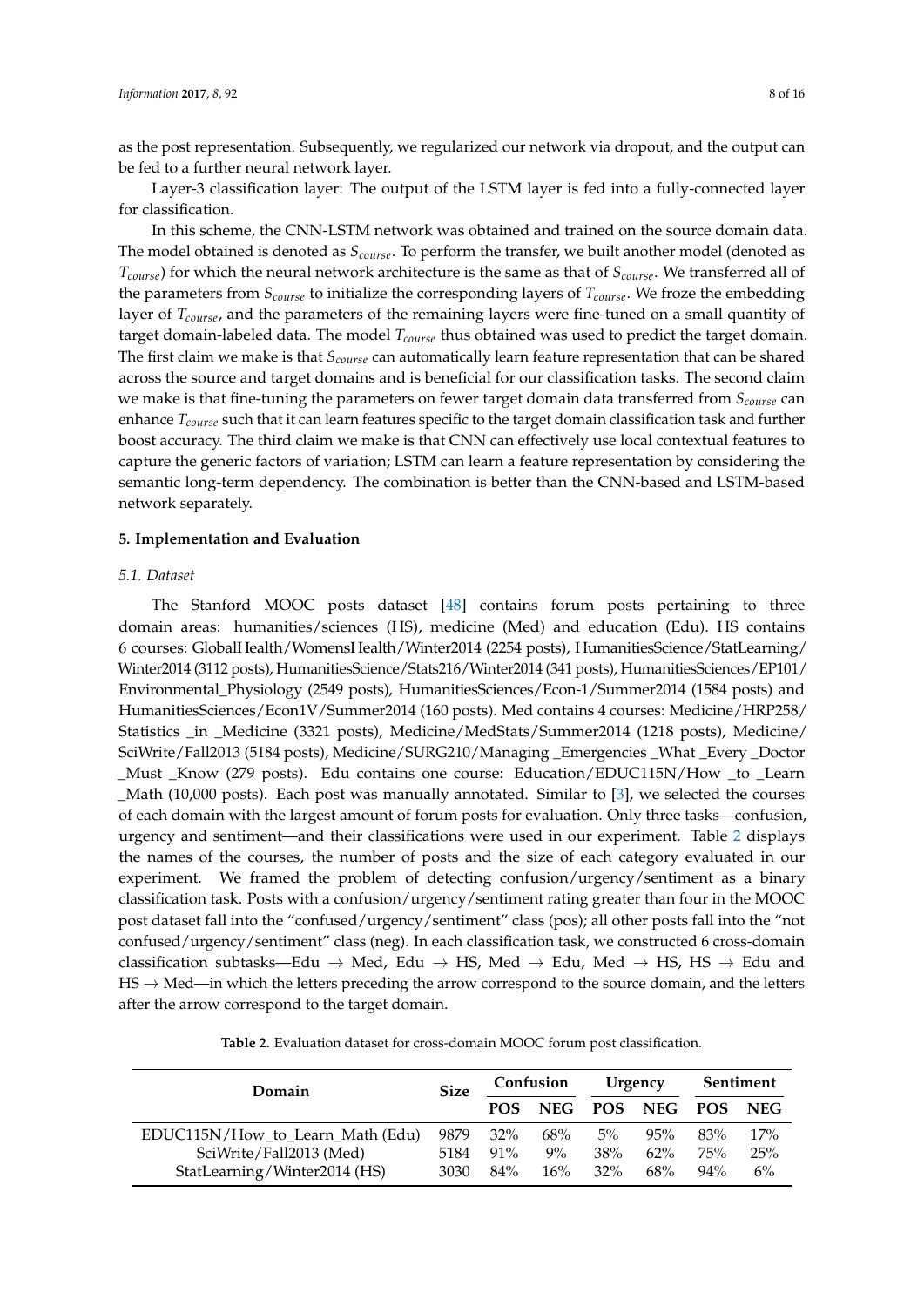as the post representation. Subsequently, we regularized our network via dropout, and the output can be fed to a further neural network layer.

Layer-3 classification layer: The output of the LSTM layer is fed into a fully-connected layer for classification.

In this scheme, the CNN-LSTM network was obtained and trained on the source domain data. The model obtained is denoted as $S_{course}$. To perform the transfer, we built another model (denoted as $T_{course}$) for which the neural network architecture is the same as that of $S_{course}$. We transferred all of the parameters from $S_{course}$ to initialize the corresponding layers of $T_{course}$. We froze the embedding layer of $T_{course}$, and the parameters of the remaining layers were fine-tuned on a small quantity of target domain-labeled data. The model $T_{course}$ thus obtained was used to predict the target domain. The first claim we make is that $S_{course}$ can automatically learn feature representation that can be shared across the source and target domains and is beneficial for our classification tasks. The second claim we make is that fine-tuning the parameters on fewer target domain data transferred from $S_{course}$ can enhance $T_{course}$ such that it can learn features specific to the target domain classification task and further boost accuracy. The third claim we make is that CNN can effectively use local contextual features to capture the generic factors of variation; LSTM can learn a feature representation by considering the semantic long-term dependency. The combination is better than the CNN-based and LSTM-based network separately.

## 5. Implementation and Evaluation

### 5.1. Dataset

The Stanford MOOC posts dataset [48] contains forum posts pertaining to three domain areas: humanities/sciences (HS), medicine (Med) and education (Edu). HS contains 6 courses: GlobalHealth/WomensHealth/Winter2014 (2254 posts), HumanitiesScience/StatLearning/Winter2014 (3112 posts), HumanitiesScience/Stats216/Winter2014 (341 posts), HumanitiesSciences/EP101/Environmental_Physiology (2549 posts), HumanitiesSciences/Econ-1/Summer2014 (1584 posts) and HumanitiesSciences/Econ1V/Summer2014 (160 posts). Med contains 4 courses: Medicine/HRP258/Statistics _in _Medicine (3321 posts), Medicine/MedStats/Summer2014 (1218 posts), Medicine/SciWrite/Fall2013 (5184 posts), Medicine/SURG210/Managing _Emergencies _What _Every _Doctor _Must _Know (279 posts). Edu contains one course: Education/EDUC115N/How _to _Learn _Math (10,000 posts). Each post was manually annotated. Similar to [3], we selected the courses of each domain with the largest amount of forum posts for evaluation. Only three tasks—confusion, urgency and sentiment—and their classifications were used in our experiment. Table 2 displays the names of the courses, the number of posts and the size of each category evaluated in our experiment. We framed the problem of detecting confusion/urgency/sentiment as a binary classification task. Posts with a confusion/urgency/sentiment rating greater than four in the MOOC post dataset fall into the "confused/urgency/sentiment" class (pos); all other posts fall into the "not confused/urgency/sentiment" class (neg). In each classification task, we constructed 6 cross-domain classification subtasks—Edu → Med, Edu → HS, Med → Edu, Med → HS, HS → Edu and HS → Med—in which the letters preceding the arrow correspond to the source domain, and the letters after the arrow correspond to the target domain.

**Table 2.** Evaluation dataset for cross-domain MOOC forum post classification.

| Domain | Size | Confusion | | Urgency | | Sentiment | |
|---|---|---|---|---|---|---|---|
| | | POS | NEG | POS | NEG | POS | NEG |
| EDUC115N/How_to_Learn_Math (Edu) | 9879 | 32% | 68% | 5% | 95% | 83% | 17% |
| SciWrite/Fall2013 (Med) | 5184 | 91% | 9% | 38% | 62% | 75% | 25% |
| StatLearning/Winter2014 (HS) | 3030 | 84% | 16% | 32% | 68% | 94% | 6% |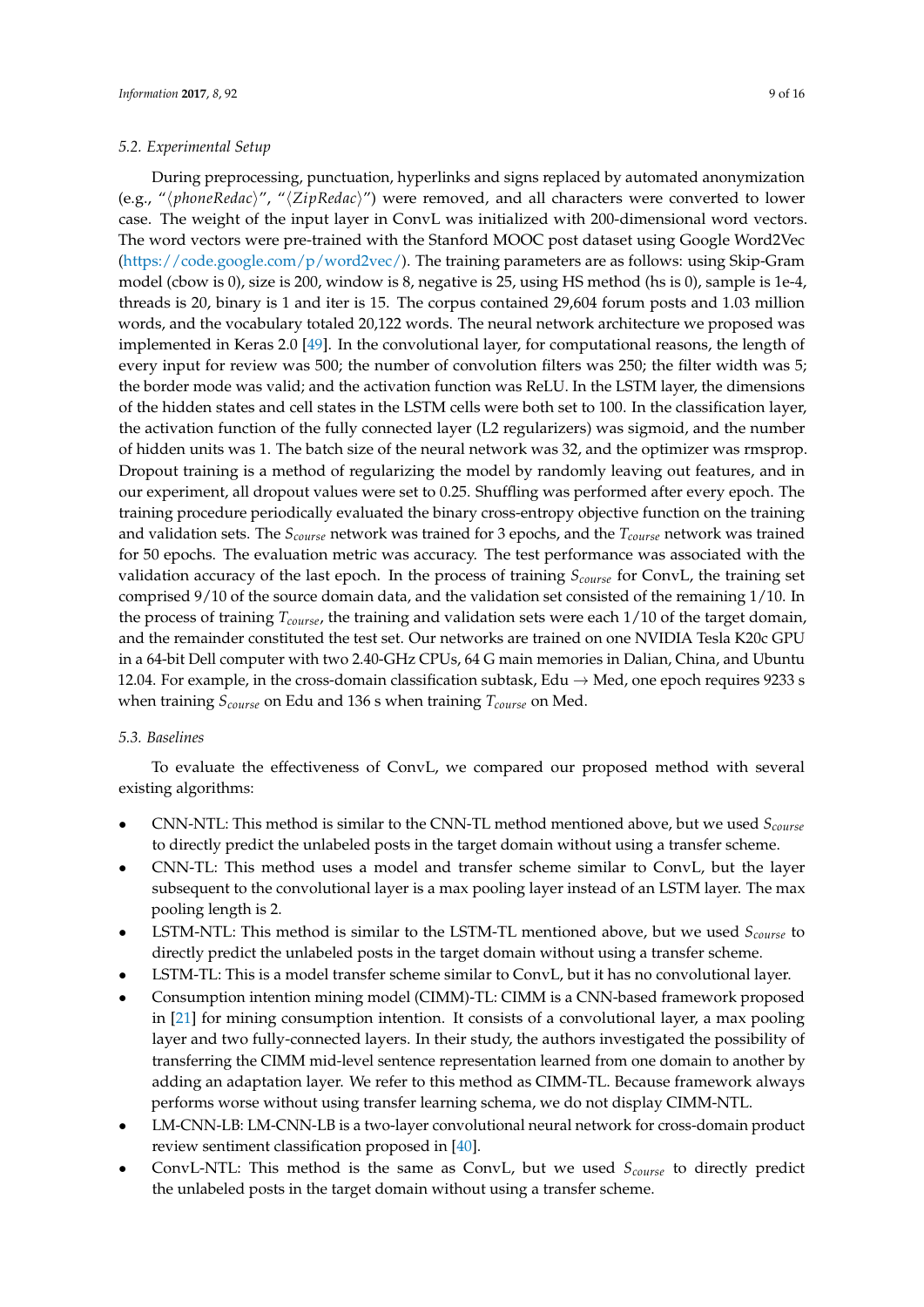### 5.2. Experimental Setup

During preprocessing, punctuation, hyperlinks and signs replaced by automated anonymization (e.g., "⟨*phoneRedac*⟩", "⟨*ZipRedac*⟩") were removed, and all characters were converted to lower case. The weight of the input layer in ConvL was initialized with 200-dimensional word vectors. The word vectors were pre-trained with the Stanford MOOC post dataset using Google Word2Vec (https://code.google.com/p/word2vec/). The training parameters are as follows: using Skip-Gram model (cbow is 0), size is 200, window is 8, negative is 25, using HS method (hs is 0), sample is 1e-4, threads is 20, binary is 1 and iter is 15. The corpus contained 29,604 forum posts and 1.03 million words, and the vocabulary totaled 20,122 words. The neural network architecture we proposed was implemented in Keras 2.0 [49]. In the convolutional layer, for computational reasons, the length of every input for review was 500; the number of convolution filters was 250; the filter width was 5; the border mode was valid; and the activation function was ReLU. In the LSTM layer, the dimensions of the hidden states and cell states in the LSTM cells were both set to 100. In the classification layer, the activation function of the fully connected layer (L2 regularizers) was sigmoid, and the number of hidden units was 1. The batch size of the neural network was 32, and the optimizer was rmsprop. Dropout training is a method of regularizing the model by randomly leaving out features, and in our experiment, all dropout values were set to 0.25. Shuffling was performed after every epoch. The training procedure periodically evaluated the binary cross-entropy objective function on the training and validation sets. The $S_{course}$ network was trained for 3 epochs, and the $T_{course}$ network was trained for 50 epochs. The evaluation metric was accuracy. The test performance was associated with the validation accuracy of the last epoch. In the process of training $S_{course}$ for ConvL, the training set comprised 9/10 of the source domain data, and the validation set consisted of the remaining 1/10. In the process of training $T_{course}$, the training and validation sets were each 1/10 of the target domain, and the remainder constituted the test set. Our networks are trained on one NVIDIA Tesla K20c GPU in a 64-bit Dell computer with two 2.40-GHz CPUs, 64 G main memories in Dalian, China, and Ubuntu 12.04. For example, in the cross-domain classification subtask, Edu $\rightarrow$ Med, one epoch requires 9233 s when training $S_{course}$ on Edu and 136 s when training $T_{course}$ on Med.

### 5.3. Baselines

To evaluate the effectiveness of ConvL, we compared our proposed method with several existing algorithms:

- CNN-NTL: This method is similar to the CNN-TL method mentioned above, but we used $S_{course}$ to directly predict the unlabeled posts in the target domain without using a transfer scheme.
- CNN-TL: This method uses a model and transfer scheme similar to ConvL, but the layer subsequent to the convolutional layer is a max pooling layer instead of an LSTM layer. The max pooling length is 2.
- LSTM-NTL: This method is similar to the LSTM-TL mentioned above, but we used $S_{course}$ to directly predict the unlabeled posts in the target domain without using a transfer scheme.
- LSTM-TL: This is a model transfer scheme similar to ConvL, but it has no convolutional layer.
- Consumption intention mining model (CIMM)-TL: CIMM is a CNN-based framework proposed in [21] for mining consumption intention. It consists of a convolutional layer, a max pooling layer and two fully-connected layers. In their study, the authors investigated the possibility of transferring the CIMM mid-level sentence representation learned from one domain to another by adding an adaptation layer. We refer to this method as CIMM-TL. Because framework always performs worse without using transfer learning schema, we do not display CIMM-NTL.
- LM-CNN-LB: LM-CNN-LB is a two-layer convolutional neural network for cross-domain product review sentiment classification proposed in [40].
- ConvL-NTL: This method is the same as ConvL, but we used $S_{course}$ to directly predict the unlabeled posts in the target domain without using a transfer scheme.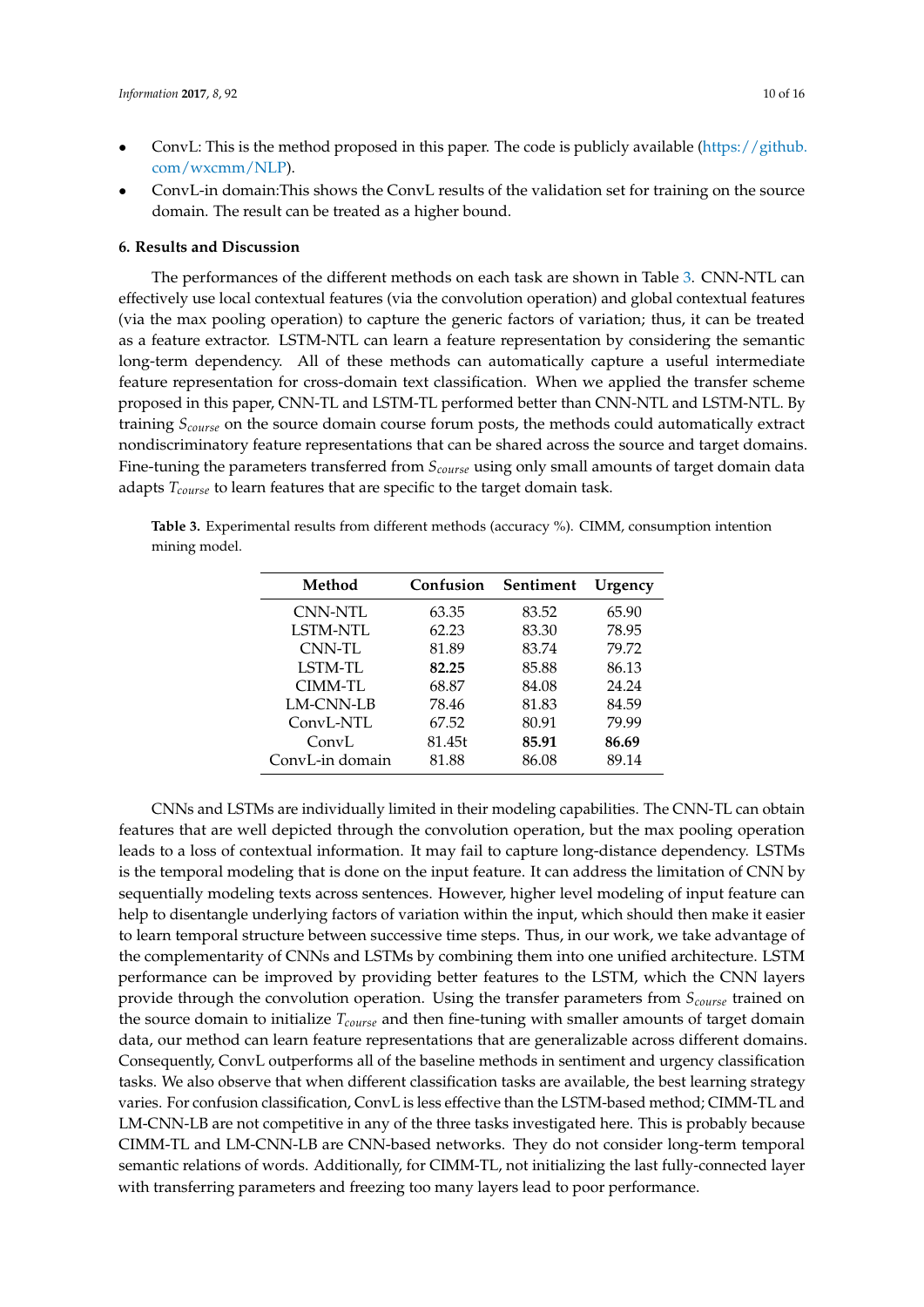- ConvL: This is the method proposed in this paper. The code is publicly available (https://github.com/wxcmm/NLP).
- ConvL-in domain:This shows the ConvL results of the validation set for training on the source domain. The result can be treated as a higher bound.

### 6. Results and Discussion

The performances of the different methods on each task are shown in Table 3. CNN-NTL can effectively use local contextual features (via the convolution operation) and global contextual features (via the max pooling operation) to capture the generic factors of variation; thus, it can be treated as a feature extractor. LSTM-NTL can learn a feature representation by considering the semantic long-term dependency. All of these methods can automatically capture a useful intermediate feature representation for cross-domain text classification. When we applied the transfer scheme proposed in this paper, CNN-TL and LSTM-TL performed better than CNN-NTL and LSTM-NTL. By training $S_{course}$ on the source domain course forum posts, the methods could automatically extract nondiscriminatory feature representations that can be shared across the source and target domains. Fine-tuning the parameters transferred from $S_{course}$ using only small amounts of target domain data adapts $T_{course}$ to learn features that are specific to the target domain task.

**Table 3.** Experimental results from different methods (accuracy %). CIMM, consumption intention mining model.

| Method | Confusion | Sentiment | Urgency |
|---|---|---|---|
| CNN-NTL | 63.35 | 83.52 | 65.90 |
| LSTM-NTL | 62.23 | 83.30 | 78.95 |
| CNN-TL | 81.89 | 83.74 | 79.72 |
| LSTM-TL | **82.25** | 85.88 | 86.13 |
| CIMM-TL | 68.87 | 84.08 | 24.24 |
| LM-CNN-LB | 78.46 | 81.83 | 84.59 |
| ConvL-NTL | 67.52 | 80.91 | 79.99 |
| ConvL | 81.45t | **85.91** | **86.69** |
| ConvL-in domain | 81.88 | 86.08 | 89.14 |

CNNs and LSTMs are individually limited in their modeling capabilities. The CNN-TL can obtain features that are well depicted through the convolution operation, but the max pooling operation leads to a loss of contextual information. It may fail to capture long-distance dependency. LSTMs is the temporal modeling that is done on the input feature. It can address the limitation of CNN by sequentially modeling texts across sentences. However, higher level modeling of input feature can help to disentangle underlying factors of variation within the input, which should then make it easier to learn temporal structure between successive time steps. Thus, in our work, we take advantage of the complementarity of CNNs and LSTMs by combining them into one unified architecture. LSTM performance can be improved by providing better features to the LSTM, which the CNN layers provide through the convolution operation. Using the transfer parameters from $S_{course}$ trained on the source domain to initialize $T_{course}$ and then fine-tuning with smaller amounts of target domain data, our method can learn feature representations that are generalizable across different domains. Consequently, ConvL outperforms all of the baseline methods in sentiment and urgency classification tasks. We also observe that when different classification tasks are available, the best learning strategy varies. For confusion classification, ConvL is less effective than the LSTM-based method; CIMM-TL and LM-CNN-LB are not competitive in any of the three tasks investigated here. This is probably because CIMM-TL and LM-CNN-LB are CNN-based networks. They do not consider long-term temporal semantic relations of words. Additionally, for CIMM-TL, not initializing the last fully-connected layer with transferring parameters and freezing too many layers lead to poor performance.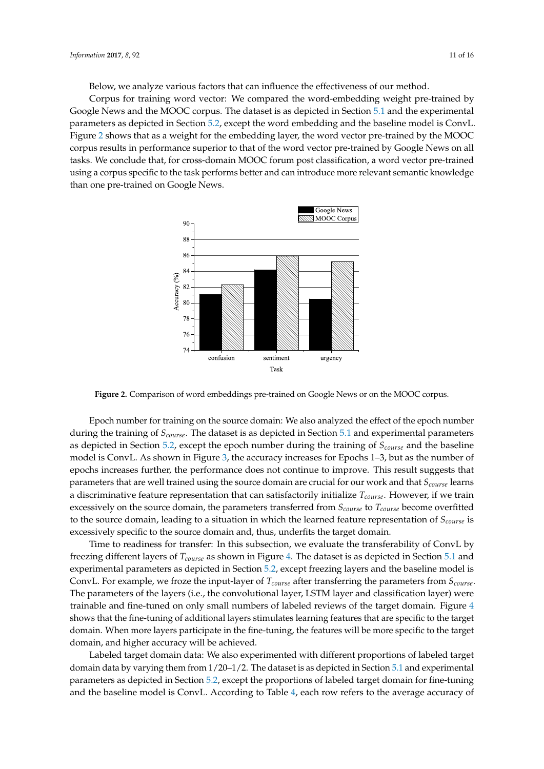Below, we analyze various factors that can influence the effectiveness of our method.

Corpus for training word vector: We compared the word-embedding weight pre-trained by Google News and the MOOC corpus. The dataset is as depicted in Section 5.1 and the experimental parameters as depicted in Section 5.2, except the word embedding and the baseline model is ConvL. Figure 2 shows that as a weight for the embedding layer, the word vector pre-trained by the MOOC corpus results in performance superior to that of the word vector pre-trained by Google News on all tasks. We conclude that, for cross-domain MOOC forum post classification, a word vector pre-trained using a corpus specific to the task performs better and can introduce more relevant semantic knowledge than one pre-trained on Google News.

**Figure 2.** Comparison of word embeddings pre-trained on Google News or on the MOOC corpus.

Epoch number for training on the source domain: We also analyzed the effect of the epoch number during the training of $S_{course}$. The dataset is as depicted in Section 5.1 and experimental parameters as depicted in Section 5.2, except the epoch number during the training of $S_{course}$ and the baseline model is ConvL. As shown in Figure 3, the accuracy increases for Epochs 1–3, but as the number of epochs increases further, the performance does not continue to improve. This result suggests that parameters that are well trained using the source domain are crucial for our work and that $S_{course}$ learns a discriminative feature representation that can satisfactorily initialize $T_{course}$. However, if we train excessively on the source domain, the parameters transferred from $S_{course}$ to $T_{course}$ become overfitted to the source domain, leading to a situation in which the learned feature representation of $S_{course}$ is excessively specific to the source domain and, thus, underfits the target domain.

Time to readiness for transfer: In this subsection, we evaluate the transferability of ConvL by freezing different layers of $T_{course}$ as shown in Figure 4. The dataset is as depicted in Section 5.1 and experimental parameters as depicted in Section 5.2, except freezing layers and the baseline model is ConvL. For example, we froze the input-layer of $T_{course}$ after transferring the parameters from $S_{course}$. The parameters of the layers (i.e., the convolutional layer, LSTM layer and classification layer) were trainable and fine-tuned on only small numbers of labeled reviews of the target domain. Figure 4 shows that the fine-tuning of additional layers stimulates learning features that are specific to the target domain. When more layers participate in the fine-tuning, the features will be more specific to the target domain, and higher accuracy will be achieved.

Labeled target domain data: We also experimented with different proportions of labeled target domain data by varying them from 1/20–1/2. The dataset is as depicted in Section 5.1 and experimental parameters as depicted in Section 5.2, except the proportions of labeled target domain for fine-tuning and the baseline model is ConvL. According to Table 4, each row refers to the average accuracy of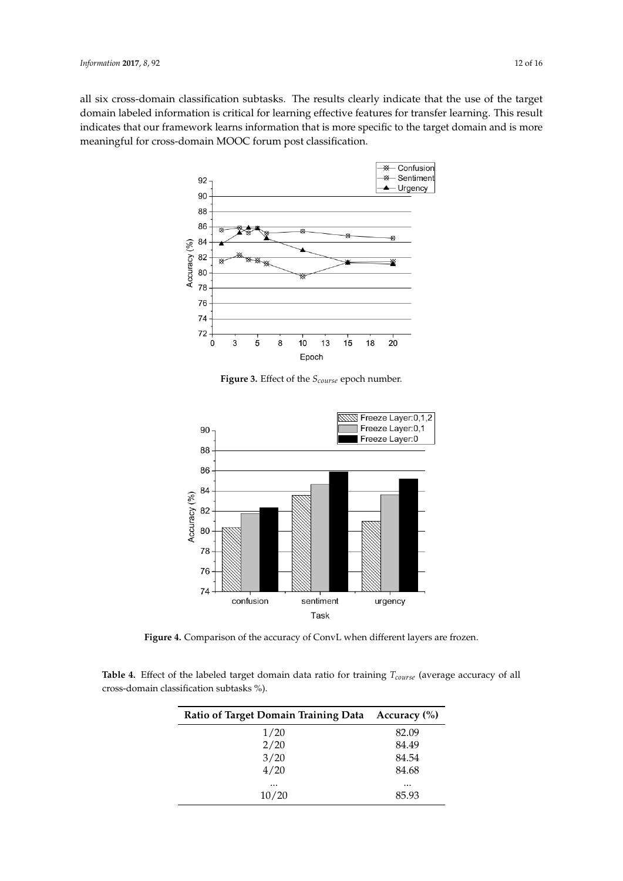all six cross-domain classification subtasks. The results clearly indicate that the use of the target domain labeled information is critical for learning effective features for transfer learning. This result indicates that our framework learns information that is more specific to the target domain and is more meaningful for cross-domain MOOC forum post classification.

**Figure 3.** Effect of the $S_{course}$ epoch number.

**Figure 4.** Comparison of the accuracy of ConvL when different layers are frozen.

**Table 4.** Effect of the labeled target domain data ratio for training $T_{course}$ (average accuracy of all cross-domain classification subtasks %).

| Ratio of Target Domain Training Data | Accuracy (%) |
|---|---|
| 1/20 | 82.09 |
| 2/20 | 84.49 |
| 3/20 | 84.54 |
| 4/20 | 84.68 |
| ... | ... |
| 10/20 | 85.93 |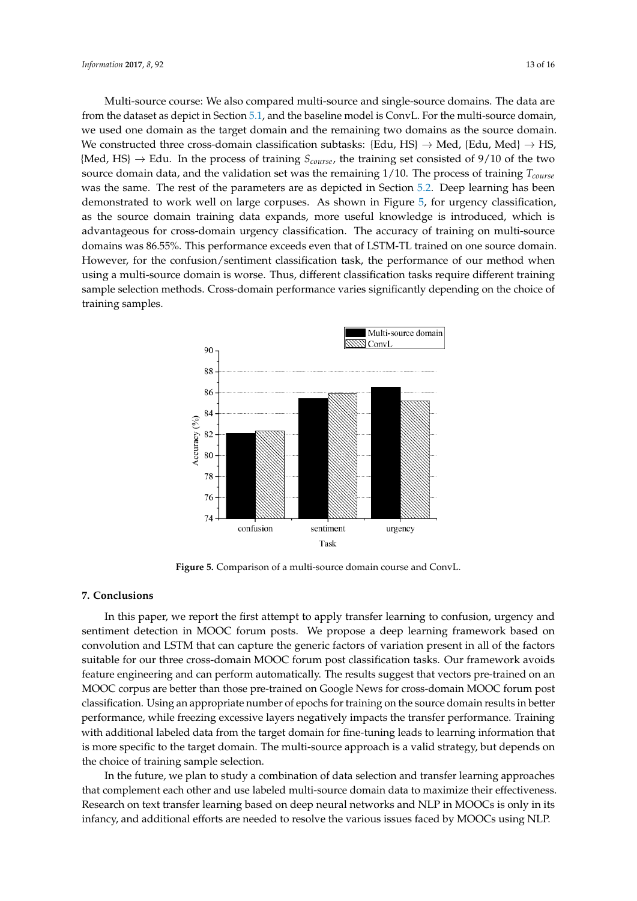Multi-source course: We also compared multi-source and single-source domains. The data are from the dataset as depict in Section 5.1, and the baseline model is ConvL. For the multi-source domain, we used one domain as the target domain and the remaining two domains as the source domain. We constructed three cross-domain classification subtasks: {Edu, HS} → Med, {Edu, Med} → HS, {Med, HS} → Edu. In the process of training $S_{course}$, the training set consisted of 9/10 of the two source domain data, and the validation set was the remaining 1/10. The process of training $T_{course}$ was the same. The rest of the parameters are as depicted in Section 5.2. Deep learning has been demonstrated to work well on large corpuses. As shown in Figure 5, for urgency classification, as the source domain training data expands, more useful knowledge is introduced, which is advantageous for cross-domain urgency classification. The accuracy of training on multi-source domains was 86.55%. This performance exceeds even that of LSTM-TL trained on one source domain. However, for the confusion/sentiment classification task, the performance of our method when using a multi-source domain is worse. Thus, different classification tasks require different training sample selection methods. Cross-domain performance varies significantly depending on the choice of training samples.

**Figure 5.** Comparison of a multi-source domain course and ConvL.

## 7. Conclusions

In this paper, we report the first attempt to apply transfer learning to confusion, urgency and sentiment detection in MOOC forum posts. We propose a deep learning framework based on convolution and LSTM that can capture the generic factors of variation present in all of the factors suitable for our three cross-domain MOOC forum post classification tasks. Our framework avoids feature engineering and can perform automatically. The results suggest that vectors pre-trained on an MOOC corpus are better than those pre-trained on Google News for cross-domain MOOC forum post classification. Using an appropriate number of epochs for training on the source domain results in better performance, while freezing excessive layers negatively impacts the transfer performance. Training with additional labeled data from the target domain for fine-tuning leads to learning information that is more specific to the target domain. The multi-source approach is a valid strategy, but depends on the choice of training sample selection.

In the future, we plan to study a combination of data selection and transfer learning approaches that complement each other and use labeled multi-source domain data to maximize their effectiveness. Research on text transfer learning based on deep neural networks and NLP in MOOCs is only in its infancy, and additional efforts are needed to resolve the various issues faced by MOOCs using NLP.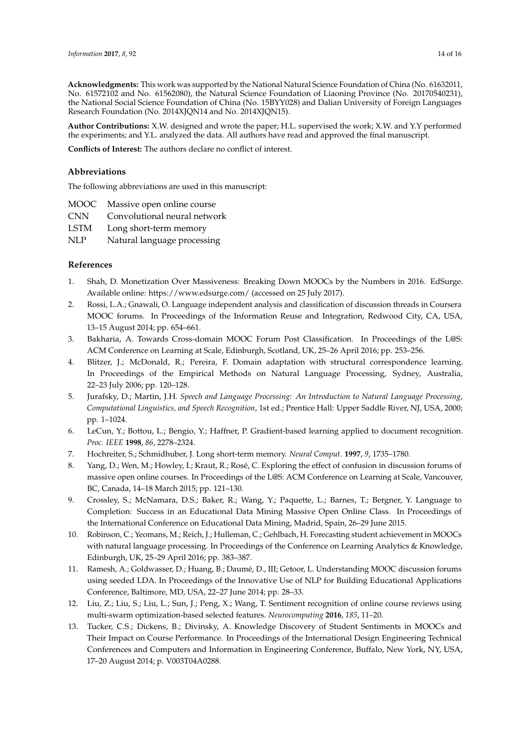**Acknowledgments:** This work was supported by the National Natural Science Foundation of China (No. 61632011, No. 61572102 and No. 61562080), the Natural Science Foundation of Liaoning Province (No. 20170540231), the National Social Science Foundation of China (No. 15BYY028) and Dalian University of Foreign Languages Research Foundation (No. 2014XJQN14 and No. 2014XJQN15).

**Author Contributions:** X.W. designed and wrote the paper; H.L. supervised the work; X.W. and Y.Y performed the experiments; and Y.L. analyzed the data. All authors have read and approved the final manuscript.

**Conflicts of Interest:** The authors declare no conflict of interest.

## Abbreviations

The following abbreviations are used in this manuscript:

| | |
|---|---|
| MOOC | Massive open online course |
| CNN | Convolutional neural network |
| LSTM | Long short-term memory |
| NLP | Natural language processing |

## References

1. Shah, D. Monetization Over Massiveness: Breaking Down MOOCs by the Numbers in 2016. EdSurge. Available online: https://www.edsurge.com/ (accessed on 25 July 2017).
2. Rossi, L.A.; Gnawali, O. Language independent analysis and classification of discussion threads in Coursera MOOC forums. In Proceedings of the Information Reuse and Integration, Redwood City, CA, USA, 13–15 August 2014; pp. 654–661.
3. Bakharia, A. Towards Cross-domain MOOC Forum Post Classification. In Proceedings of the L@S: ACM Conference on Learning at Scale, Edinburgh, Scotland, UK, 25–26 April 2016; pp. 253–256.
4. Blitzer, J.; McDonald, R.; Pereira, F. Domain adaptation with structural correspondence learning. In Proceedings of the Empirical Methods on Natural Language Processing, Sydney, Australia, 22–23 July 2006; pp. 120–128.
5. Jurafsky, D.; Martin, J.H. *Speech and Language Processing: An Introduction to Natural Language Processing, Computational Linguistics, and Speech Recognition*, 1st ed.; Prentice Hall: Upper Saddle River, NJ, USA, 2000; pp. 1–1024.
6. LeCun, Y.; Bottou, L.; Bengio, Y.; Haffner, P. Gradient-based learning applied to document recognition. *Proc. IEEE* **1998**, *86*, 2278–2324.
7. Hochreiter, S.; Schmidhuber, J. Long short-term memory. *Neural Comput.* **1997**, *9*, 1735–1780.
8. Yang, D.; Wen, M.; Howley, I.; Kraut, R.; Rosé, C. Exploring the effect of confusion in discussion forums of massive open online courses. In Proceedings of the L@S: ACM Conference on Learning at Scale, Vancouver, BC, Canada, 14–18 March 2015; pp. 121–130.
9. Crossley, S.; McNamara, D.S.; Baker, R.; Wang, Y.; Paquette, L.; Barnes, T.; Bergner, Y. Language to Completion: Success in an Educational Data Mining Massive Open Online Class. In Proceedings of the International Conference on Educational Data Mining, Madrid, Spain, 26–29 June 2015.
10. Robinson, C.; Yeomans, M.; Reich, J.; Hulleman, C.; Gehlbach, H. Forecasting student achievement in MOOCs with natural language processing. In Proceedings of the Conference on Learning Analytics & Knowledge, Edinburgh, UK, 25–29 April 2016; pp. 383–387.
11. Ramesh, A.; Goldwasser, D.; Huang, B.; Daumé, D., III; Getoor, L. Understanding MOOC discussion forums using seeded LDA. In Proceedings of the Innovative Use of NLP for Building Educational Applications Conference, Baltimore, MD, USA, 22–27 June 2014; pp. 28–33.
12. Liu, Z.; Liu, S.; Liu, L.; Sun, J.; Peng, X.; Wang, T. Sentiment recognition of online course reviews using multi-swarm optimization-based selected features. *Neurocomputing* **2016**, *185*, 11–20.
13. Tucker, C.S.; Dickens, B.; Divinsky, A. Knowledge Discovery of Student Sentiments in MOOCs and Their Impact on Course Performance. In Proceedings of the International Design Engineering Technical Conferences and Computers and Information in Engineering Conference, Buffalo, New York, NY, USA, 17–20 August 2014; p. V003T04A0288.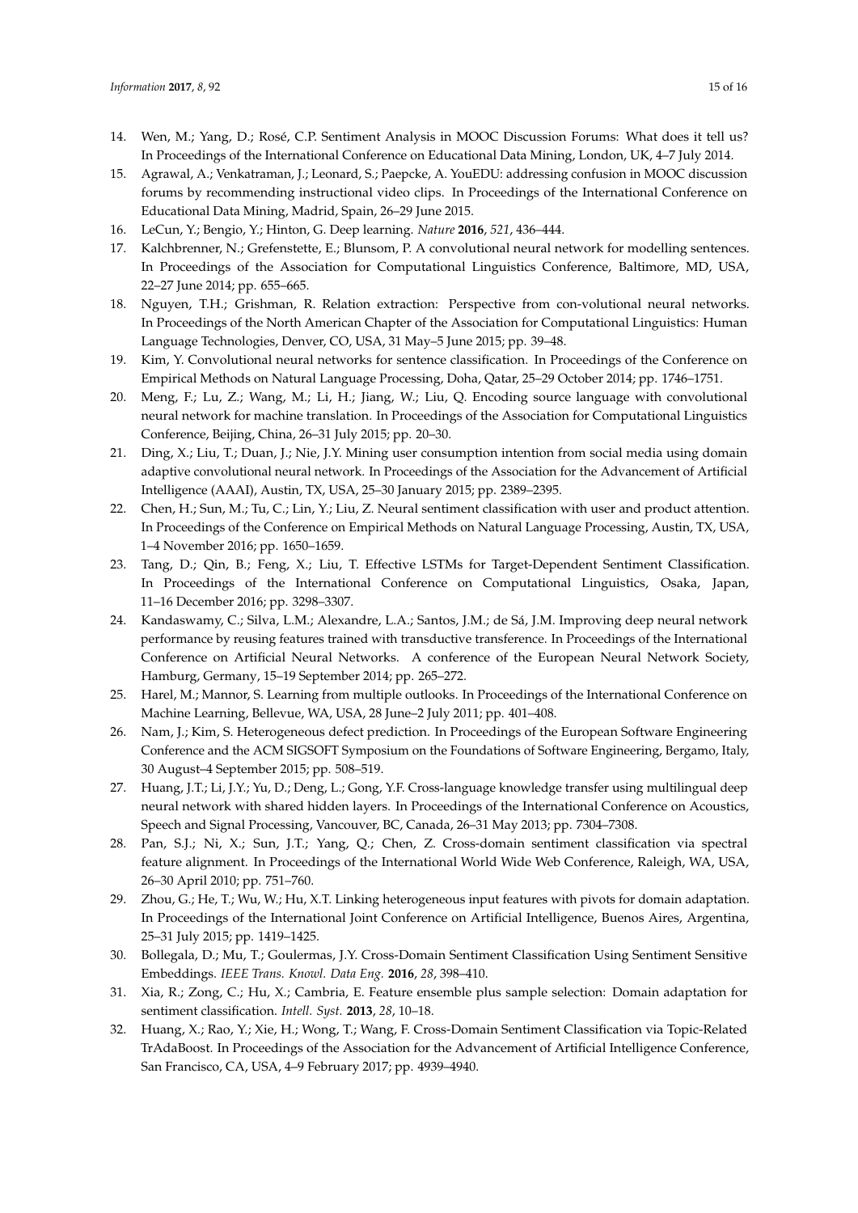14. Wen, M.; Yang, D.; Rosé, C.P. Sentiment Analysis in MOOC Discussion Forums: What does it tell us? In Proceedings of the International Conference on Educational Data Mining, London, UK, 4–7 July 2014.
15. Agrawal, A.; Venkatraman, J.; Leonard, S.; Paepcke, A. YouEDU: addressing confusion in MOOC discussion forums by recommending instructional video clips. In Proceedings of the International Conference on Educational Data Mining, Madrid, Spain, 26–29 June 2015.
16. LeCun, Y.; Bengio, Y.; Hinton, G. Deep learning. *Nature* **2016**, *521*, 436–444.
17. Kalchbrenner, N.; Grefenstette, E.; Blunsom, P. A convolutional neural network for modelling sentences. In Proceedings of the Association for Computational Linguistics Conference, Baltimore, MD, USA, 22–27 June 2014; pp. 655–665.
18. Nguyen, T.H.; Grishman, R. Relation extraction: Perspective from con-volutional neural networks. In Proceedings of the North American Chapter of the Association for Computational Linguistics: Human Language Technologies, Denver, CO, USA, 31 May–5 June 2015; pp. 39–48.
19. Kim, Y. Convolutional neural networks for sentence classification. In Proceedings of the Conference on Empirical Methods on Natural Language Processing, Doha, Qatar, 25–29 October 2014; pp. 1746–1751.
20. Meng, F.; Lu, Z.; Wang, M.; Li, H.; Jiang, W.; Liu, Q. Encoding source language with convolutional neural network for machine translation. In Proceedings of the Association for Computational Linguistics Conference, Beijing, China, 26–31 July 2015; pp. 20–30.
21. Ding, X.; Liu, T.; Duan, J.; Nie, J.Y. Mining user consumption intention from social media using domain adaptive convolutional neural network. In Proceedings of the Association for the Advancement of Artificial Intelligence (AAAI), Austin, TX, USA, 25–30 January 2015; pp. 2389–2395.
22. Chen, H.; Sun, M.; Tu, C.; Lin, Y.; Liu, Z. Neural sentiment classification with user and product attention. In Proceedings of the Conference on Empirical Methods on Natural Language Processing, Austin, TX, USA, 1–4 November 2016; pp. 1650–1659.
23. Tang, D.; Qin, B.; Feng, X.; Liu, T. Effective LSTMs for Target-Dependent Sentiment Classification. In Proceedings of the International Conference on Computational Linguistics, Osaka, Japan, 11–16 December 2016; pp. 3298–3307.
24. Kandaswamy, C.; Silva, L.M.; Alexandre, L.A.; Santos, J.M.; de Sá, J.M. Improving deep neural network performance by reusing features trained with transductive transference. In Proceedings of the International Conference on Artificial Neural Networks. A conference of the European Neural Network Society, Hamburg, Germany, 15–19 September 2014; pp. 265–272.
25. Harel, M.; Mannor, S. Learning from multiple outlooks. In Proceedings of the International Conference on Machine Learning, Bellevue, WA, USA, 28 June–2 July 2011; pp. 401–408.
26. Nam, J.; Kim, S. Heterogeneous defect prediction. In Proceedings of the European Software Engineering Conference and the ACM SIGSOFT Symposium on the Foundations of Software Engineering, Bergamo, Italy, 30 August–4 September 2015; pp. 508–519.
27. Huang, J.T.; Li, J.Y.; Yu, D.; Deng, L.; Gong, Y.F. Cross-language knowledge transfer using multilingual deep neural network with shared hidden layers. In Proceedings of the International Conference on Acoustics, Speech and Signal Processing, Vancouver, BC, Canada, 26–31 May 2013; pp. 7304–7308.
28. Pan, S.J.; Ni, X.; Sun, J.T.; Yang, Q.; Chen, Z. Cross-domain sentiment classification via spectral feature alignment. In Proceedings of the International World Wide Web Conference, Raleigh, WA, USA, 26–30 April 2010; pp. 751–760.
29. Zhou, G.; He, T.; Wu, W.; Hu, X.T. Linking heterogeneous input features with pivots for domain adaptation. In Proceedings of the International Joint Conference on Artificial Intelligence, Buenos Aires, Argentina, 25–31 July 2015; pp. 1419–1425.
30. Bollegala, D.; Mu, T.; Goulermas, J.Y. Cross-Domain Sentiment Classification Using Sentiment Sensitive Embeddings. *IEEE Trans. Knowl. Data Eng.* **2016**, *28*, 398–410.
31. Xia, R.; Zong, C.; Hu, X.; Cambria, E. Feature ensemble plus sample selection: Domain adaptation for sentiment classification. *Intell. Syst.* **2013**, *28*, 10–18.
32. Huang, X.; Rao, Y.; Xie, H.; Wong, T.; Wang, F. Cross-Domain Sentiment Classification via Topic-Related TrAdaBoost. In Proceedings of the Association for the Advancement of Artificial Intelligence Conference, San Francisco, CA, USA, 4–9 February 2017; pp. 4939–4940.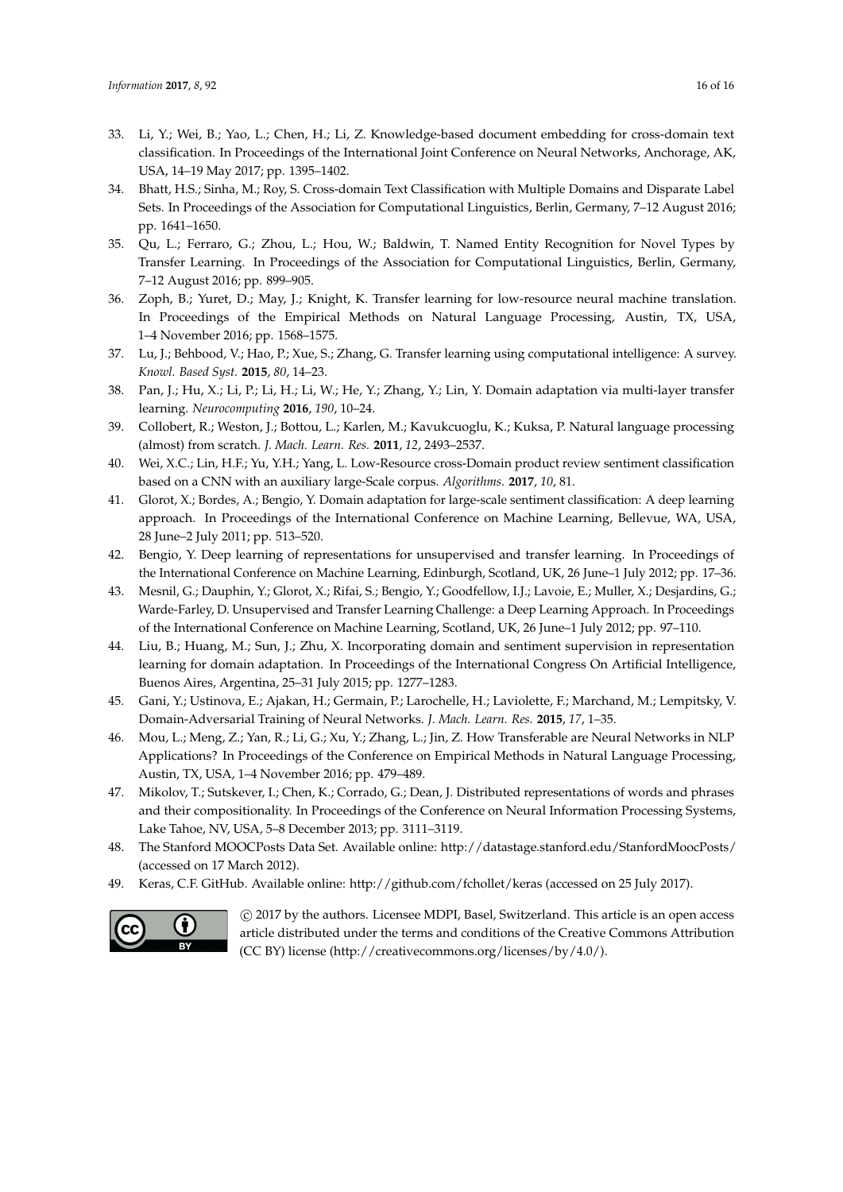33. Li, Y.; Wei, B.; Yao, L.; Chen, H.; Li, Z. Knowledge-based document embedding for cross-domain text classification. In Proceedings of the International Joint Conference on Neural Networks, Anchorage, AK, USA, 14–19 May 2017; pp. 1395–1402.
34. Bhatt, H.S.; Sinha, M.; Roy, S. Cross-domain Text Classification with Multiple Domains and Disparate Label Sets. In Proceedings of the Association for Computational Linguistics, Berlin, Germany, 7–12 August 2016; pp. 1641–1650.
35. Qu, L.; Ferraro, G.; Zhou, L.; Hou, W.; Baldwin, T. Named Entity Recognition for Novel Types by Transfer Learning. In Proceedings of the Association for Computational Linguistics, Berlin, Germany, 7–12 August 2016; pp. 899–905.
36. Zoph, B.; Yuret, D.; May, J.; Knight, K. Transfer learning for low-resource neural machine translation. In Proceedings of the Empirical Methods on Natural Language Processing, Austin, TX, USA, 1–4 November 2016; pp. 1568–1575.
37. Lu, J.; Behbood, V.; Hao, P.; Xue, S.; Zhang, G. Transfer learning using computational intelligence: A survey. *Knowl. Based Syst.* **2015**, *80*, 14–23.
38. Pan, J.; Hu, X.; Li, P.; Li, H.; Li, W.; He, Y.; Zhang, Y.; Lin, Y. Domain adaptation via multi-layer transfer learning. *Neurocomputing* **2016**, *190*, 10–24.
39. Collobert, R.; Weston, J.; Bottou, L.; Karlen, M.; Kavukcuoglu, K.; Kuksa, P. Natural language processing (almost) from scratch. *J. Mach. Learn. Res.* **2011**, *12*, 2493–2537.
40. Wei, X.C.; Lin, H.F.; Yu, Y.H.; Yang, L. Low-Resource cross-Domain product review sentiment classification based on a CNN with an auxiliary large-Scale corpus. *Algorithms.* **2017**, *10*, 81.
41. Glorot, X.; Bordes, A.; Bengio, Y. Domain adaptation for large-scale sentiment classification: A deep learning approach. In Proceedings of the International Conference on Machine Learning, Bellevue, WA, USA, 28 June–2 July 2011; pp. 513–520.
42. Bengio, Y. Deep learning of representations for unsupervised and transfer learning. In Proceedings of the International Conference on Machine Learning, Edinburgh, Scotland, UK, 26 June–1 July 2012; pp. 17–36.
43. Mesnil, G.; Dauphin, Y.; Glorot, X.; Rifai, S.; Bengio, Y.; Goodfellow, I.J.; Lavoie, E.; Muller, X.; Desjardins, G.; Warde-Farley, D. Unsupervised and Transfer Learning Challenge: a Deep Learning Approach. In Proceedings of the International Conference on Machine Learning, Scotland, UK, 26 June–1 July 2012; pp. 97–110.
44. Liu, B.; Huang, M.; Sun, J.; Zhu, X. Incorporating domain and sentiment supervision in representation learning for domain adaptation. In Proceedings of the International Congress On Artificial Intelligence, Buenos Aires, Argentina, 25–31 July 2015; pp. 1277–1283.
45. Gani, Y.; Ustinova, E.; Ajakan, H.; Germain, P.; Larochelle, H.; Laviolette, F.; Marchand, M.; Lempitsky, V. Domain-Adversarial Training of Neural Networks. *J. Mach. Learn. Res.* **2015**, *17*, 1–35.
46. Mou, L.; Meng, Z.; Yan, R.; Li, G.; Xu, Y.; Zhang, L.; Jin, Z. How Transferable are Neural Networks in NLP Applications? In Proceedings of the Conference on Empirical Methods in Natural Language Processing, Austin, TX, USA, 1–4 November 2016; pp. 479–489.
47. Mikolov, T.; Sutskever, I.; Chen, K.; Corrado, G.; Dean, J. Distributed representations of words and phrases and their compositionality. In Proceedings of the Conference on Neural Information Processing Systems, Lake Tahoe, NV, USA, 5–8 December 2013; pp. 3111–3119.
48. The Stanford MOOCPosts Data Set. Available online: http://datastage.stanford.edu/StanfordMoocPosts/ (accessed on 17 March 2012).
49. Keras, C.F. GitHub. Available online: http://github.com/fchollet/keras (accessed on 25 July 2017).

© 2017 by the authors. Licensee MDPI, Basel, Switzerland. This article is an open access article distributed under the terms and conditions of the Creative Commons Attribution (CC BY) license (http://creativecommons.org/licenses/by/4.0/).